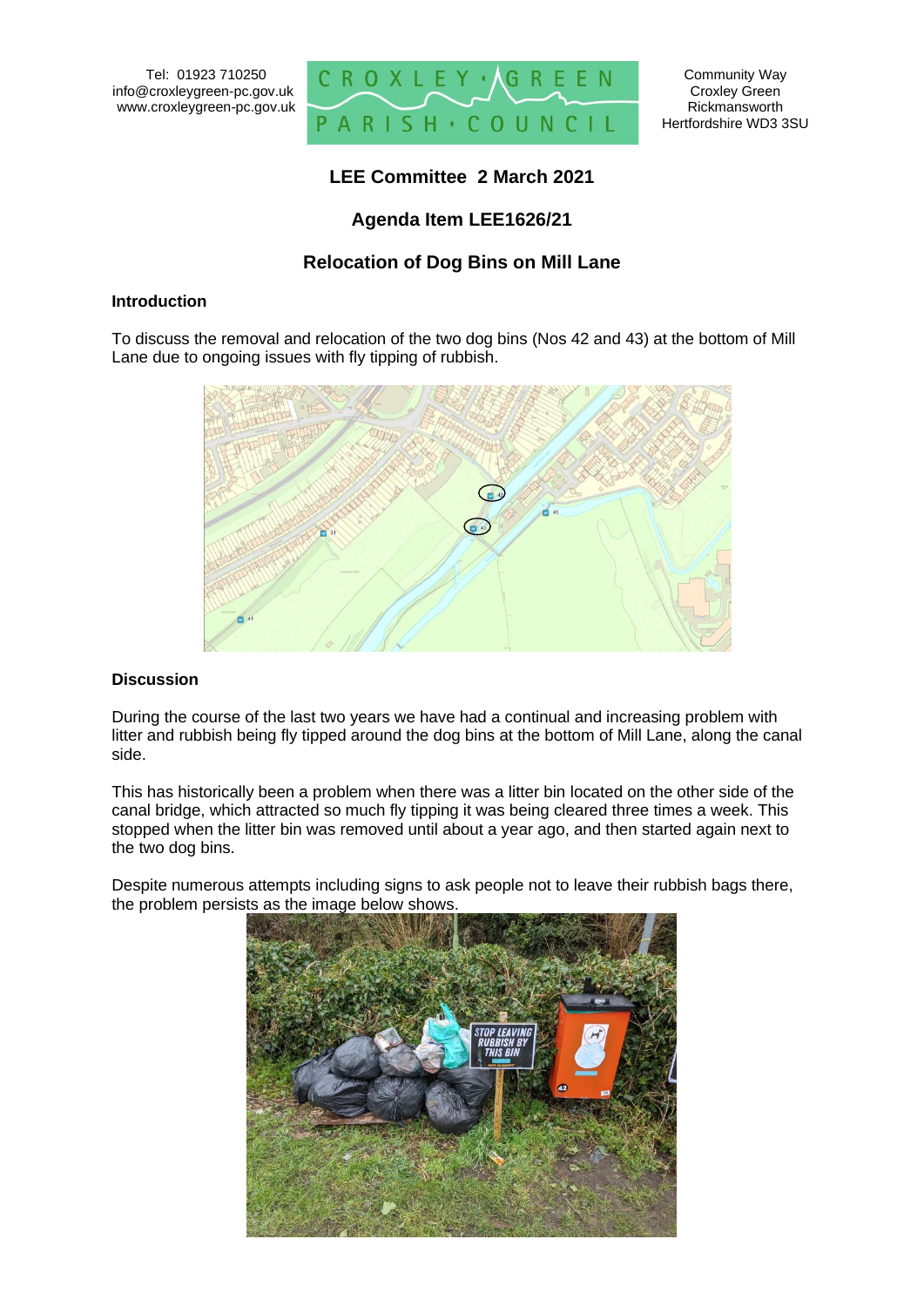Tel: 01923 710250
info@croxleygreen-pc.gov.uk
www.croxleygreen-pc.gov.uk

CROXLEY GREEN PARISH COUNCIL

Community Way
Croxley Green
Rickmansworth
Hertfordshire WD3 3SU

# LEE Committee 2 March 2021

## Agenda Item LEE1626/21

## Relocation of Dog Bins on Mill Lane

**Introduction**

To discuss the removal and relocation of the two dog bins (Nos 42 and 43) at the bottom of Mill Lane due to ongoing issues with fly tipping of rubbish.

**Discussion**

During the course of the last two years we have had a continual and increasing problem with litter and rubbish being fly tipped around the dog bins at the bottom of Mill Lane, along the canal side.

This has historically been a problem when there was a litter bin located on the other side of the canal bridge, which attracted so much fly tipping it was being cleared three times a week. This stopped when the litter bin was removed until about a year ago, and then started again next to the two dog bins.

Despite numerous attempts including signs to ask people not to leave their rubbish bags there, the problem persists as the image below shows.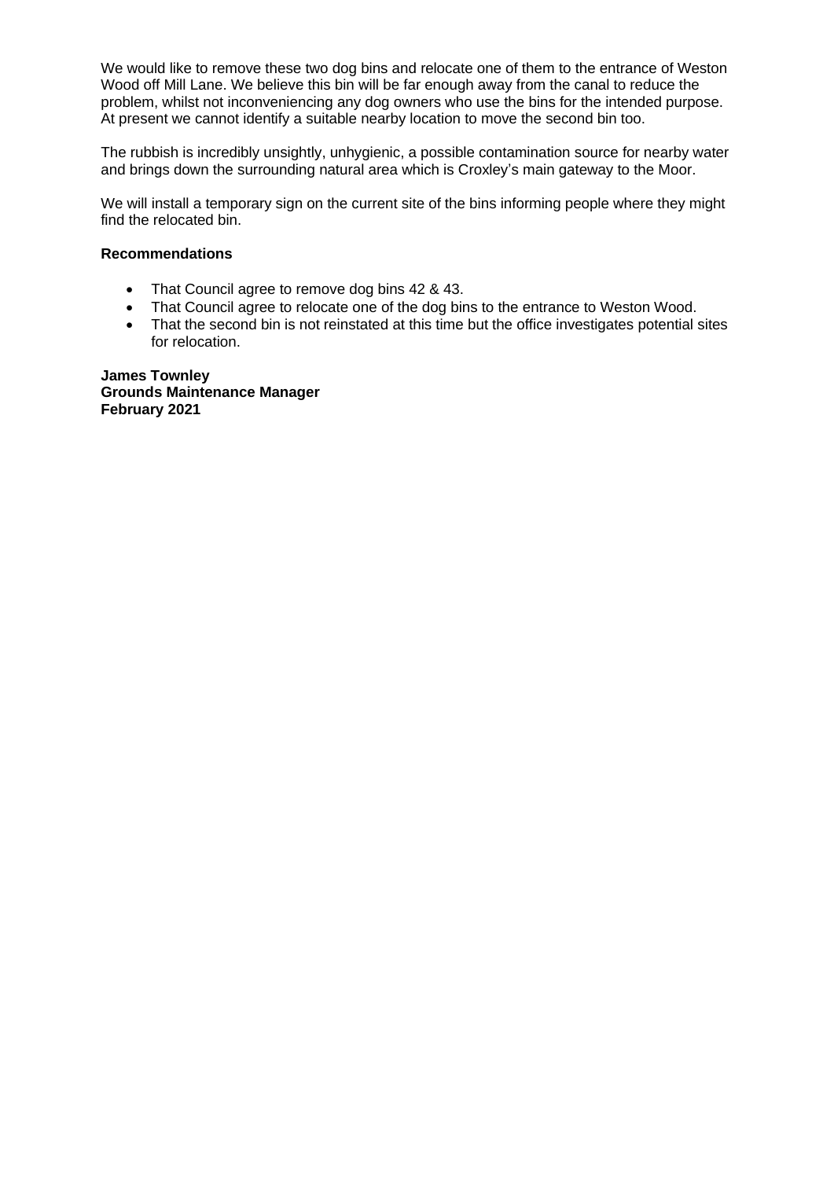We would like to remove these two dog bins and relocate one of them to the entrance of Weston Wood off Mill Lane. We believe this bin will be far enough away from the canal to reduce the problem, whilst not inconveniencing any dog owners who use the bins for the intended purpose. At present we cannot identify a suitable nearby location to move the second bin too.

The rubbish is incredibly unsightly, unhygienic, a possible contamination source for nearby water and brings down the surrounding natural area which is Croxley's main gateway to the Moor.

We will install a temporary sign on the current site of the bins informing people where they might find the relocated bin.

**Recommendations**

- That Council agree to remove dog bins 42 & 43.
- That Council agree to relocate one of the dog bins to the entrance to Weston Wood.
- That the second bin is not reinstated at this time but the office investigates potential sites for relocation.

**James Townley**
**Grounds Maintenance Manager**
**February 2021**